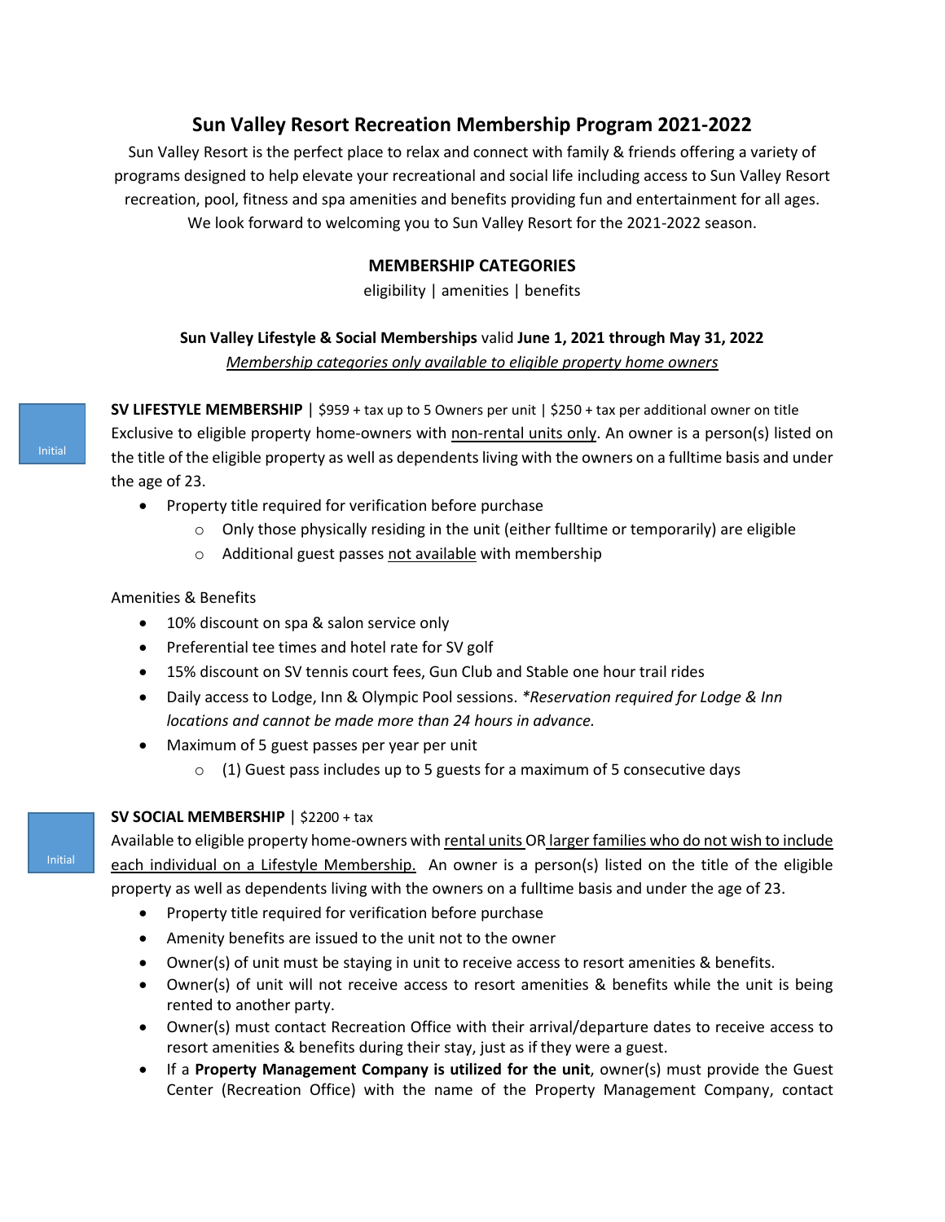# Sun Valley Resort Recreation Membership Program 2021-2022

Sun Valley Resort is the perfect place to relax and connect with family & friends offering a variety of programs designed to help elevate your recreational and social life including access to Sun Valley Resort recreation, pool, fitness and spa amenities and benefits providing fun and entertainment for all ages. We look forward to welcoming you to Sun Valley Resort for the 2021-2022 season.

## MEMBERSHIP CATEGORIES

eligibility | amenities | benefits

**Sun Valley Lifestyle & Social Memberships** valid **June 1, 2021 through May 31, 2022**

*Membership categories only available to eligible property home owners*

Initial

**SV LIFESTYLE MEMBERSHIP** | $959 + tax up to 5 Owners per unit | $250 + tax per additional owner on title

Exclusive to eligible property home-owners with non-rental units only. An owner is a person(s) listed on the title of the eligible property as well as dependents living with the owners on a fulltime basis and under the age of 23.

- Property title required for verification before purchase
  - Only those physically residing in the unit (either fulltime or temporarily) are eligible
  - Additional guest passes not available with membership

Amenities & Benefits

- 10% discount on spa & salon service only
- Preferential tee times and hotel rate for SV golf
- 15% discount on SV tennis court fees, Gun Club and Stable one hour trail rides
- Daily access to Lodge, Inn & Olympic Pool sessions. *\*Reservation required for Lodge & Inn locations and cannot be made more than 24 hours in advance.*
- Maximum of 5 guest passes per year per unit
  - (1) Guest pass includes up to 5 guests for a maximum of 5 consecutive days

Initial

**SV SOCIAL MEMBERSHIP** | $2200 + tax

Available to eligible property home-owners with rental units OR larger families who do not wish to include each individual on a Lifestyle Membership. An owner is a person(s) listed on the title of the eligible property as well as dependents living with the owners on a fulltime basis and under the age of 23.

- Property title required for verification before purchase
- Amenity benefits are issued to the unit not to the owner
- Owner(s) of unit must be staying in unit to receive access to resort amenities & benefits.
- Owner(s) of unit will not receive access to resort amenities & benefits while the unit is being rented to another party.
- Owner(s) must contact Recreation Office with their arrival/departure dates to receive access to resort amenities & benefits during their stay, just as if they were a guest.
- If a **Property Management Company is utilized for the unit**, owner(s) must provide the Guest Center (Recreation Office) with the name of the Property Management Company, contact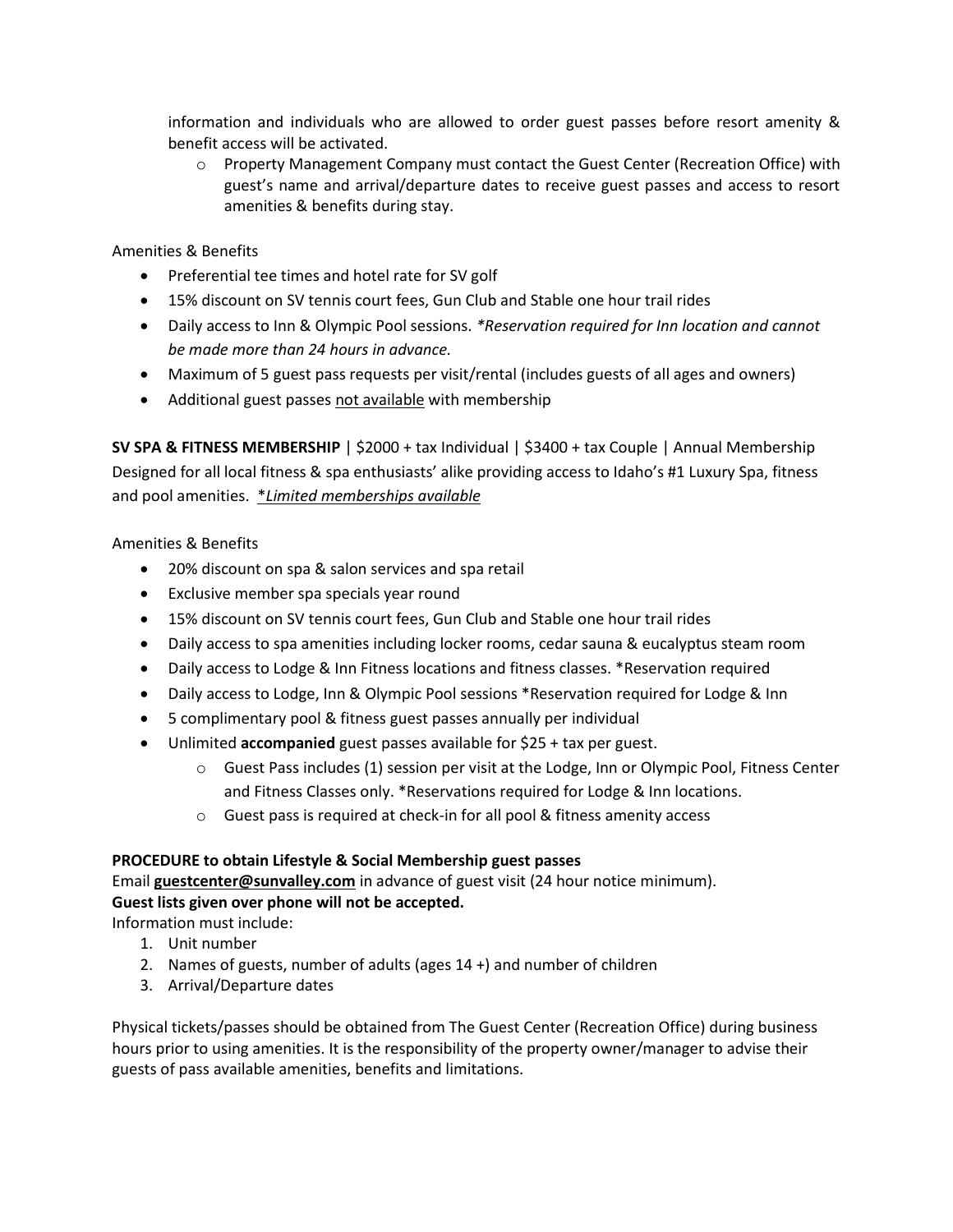information and individuals who are allowed to order guest passes before resort amenity & benefit access will be activated.

   - Property Management Company must contact the Guest Center (Recreation Office) with guest's name and arrival/departure dates to receive guest passes and access to resort amenities & benefits during stay.

Amenities & Benefits

- Preferential tee times and hotel rate for SV golf
- 15% discount on SV tennis court fees, Gun Club and Stable one hour trail rides
- Daily access to Inn & Olympic Pool sessions. *\*Reservation required for Inn location and cannot be made more than 24 hours in advance.*
- Maximum of 5 guest pass requests per visit/rental (includes guests of all ages and owners)
- Additional guest passes <u>not available</u> with membership

**SV SPA & FITNESS MEMBERSHIP** | $2000 + tax Individual | $3400 + tax Couple | Annual Membership
Designed for all local fitness & spa enthusiasts' alike providing access to Idaho's #1 Luxury Spa, fitness and pool amenities. <u>*\*Limited memberships available*</u>

Amenities & Benefits

- 20% discount on spa & salon services and spa retail
- Exclusive member spa specials year round
- 15% discount on SV tennis court fees, Gun Club and Stable one hour trail rides
- Daily access to spa amenities including locker rooms, cedar sauna & eucalyptus steam room
- Daily access to Lodge & Inn Fitness locations and fitness classes. *Reservation required
- Daily access to Lodge, Inn & Olympic Pool sessions *Reservation required for Lodge & Inn
- 5 complimentary pool & fitness guest passes annually per individual
- Unlimited **accompanied** guest passes available for $25 + tax per guest.
   - Guest Pass includes (1) session per visit at the Lodge, Inn or Olympic Pool, Fitness Center and Fitness Classes only. *Reservations required for Lodge & Inn locations.
   - Guest pass is required at check-in for all pool & fitness amenity access

**PROCEDURE to obtain Lifestyle & Social Membership guest passes**

Email **<u>guestcenter@sunvalley.com</u>** in advance of guest visit (24 hour notice minimum).

**Guest lists given over phone will not be accepted.**

Information must include:

1. Unit number
2. Names of guests, number of adults (ages 14 +) and number of children
3. Arrival/Departure dates

Physical tickets/passes should be obtained from The Guest Center (Recreation Office) during business hours prior to using amenities. It is the responsibility of the property owner/manager to advise their guests of pass available amenities, benefits and limitations.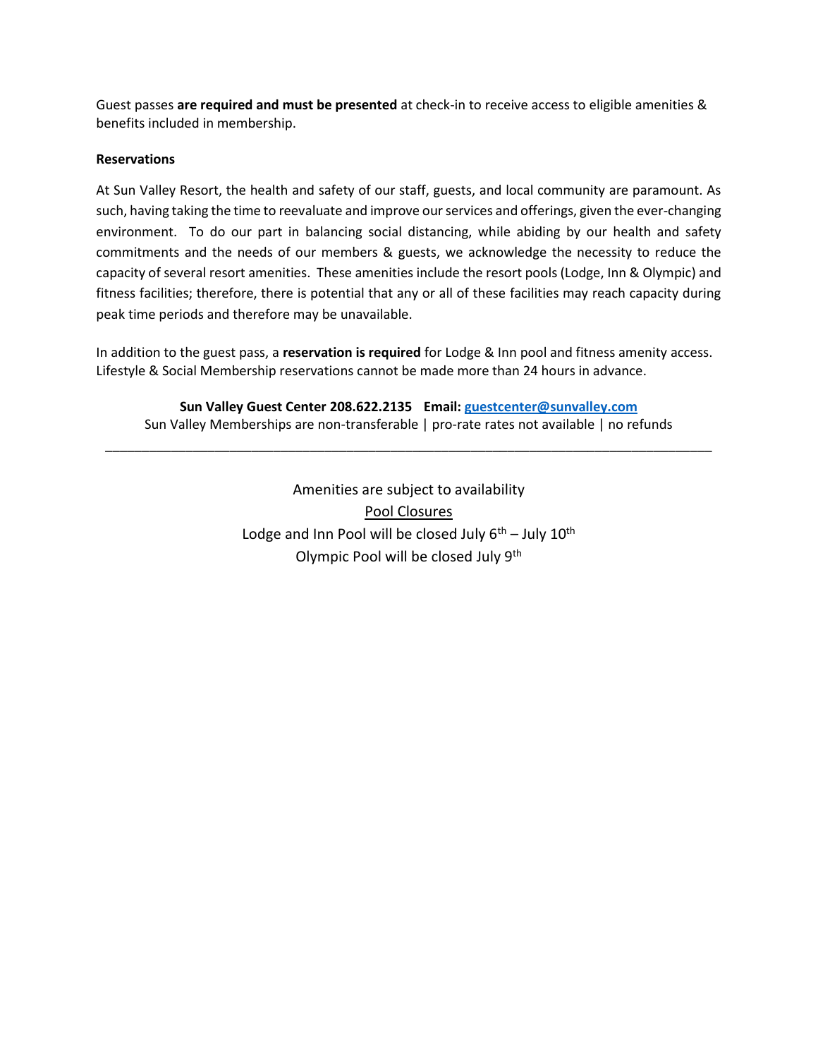Guest passes **are required and must be presented** at check-in to receive access to eligible amenities & benefits included in membership.

**Reservations**

At Sun Valley Resort, the health and safety of our staff, guests, and local community are paramount. As such, having taking the time to reevaluate and improve our services and offerings, given the ever-changing environment. To do our part in balancing social distancing, while abiding by our health and safety commitments and the needs of our members & guests, we acknowledge the necessity to reduce the capacity of several resort amenities. These amenities include the resort pools (Lodge, Inn & Olympic) and fitness facilities; therefore, there is potential that any or all of these facilities may reach capacity during peak time periods and therefore may be unavailable.

In addition to the guest pass, a **reservation is required** for Lodge & Inn pool and fitness amenity access. Lifestyle & Social Membership reservations cannot be made more than 24 hours in advance.

**Sun Valley Guest Center 208.622.2135 Email: [guestcenter@sunvalley.com](mailto:guestcenter@sunvalley.com)**
Sun Valley Memberships are non-transferable | pro-rate rates not available | no refunds

---

Amenities are subject to availability

<u>Pool Closures</u>

Lodge and Inn Pool will be closed July 6th – July 10th

Olympic Pool will be closed July 9th